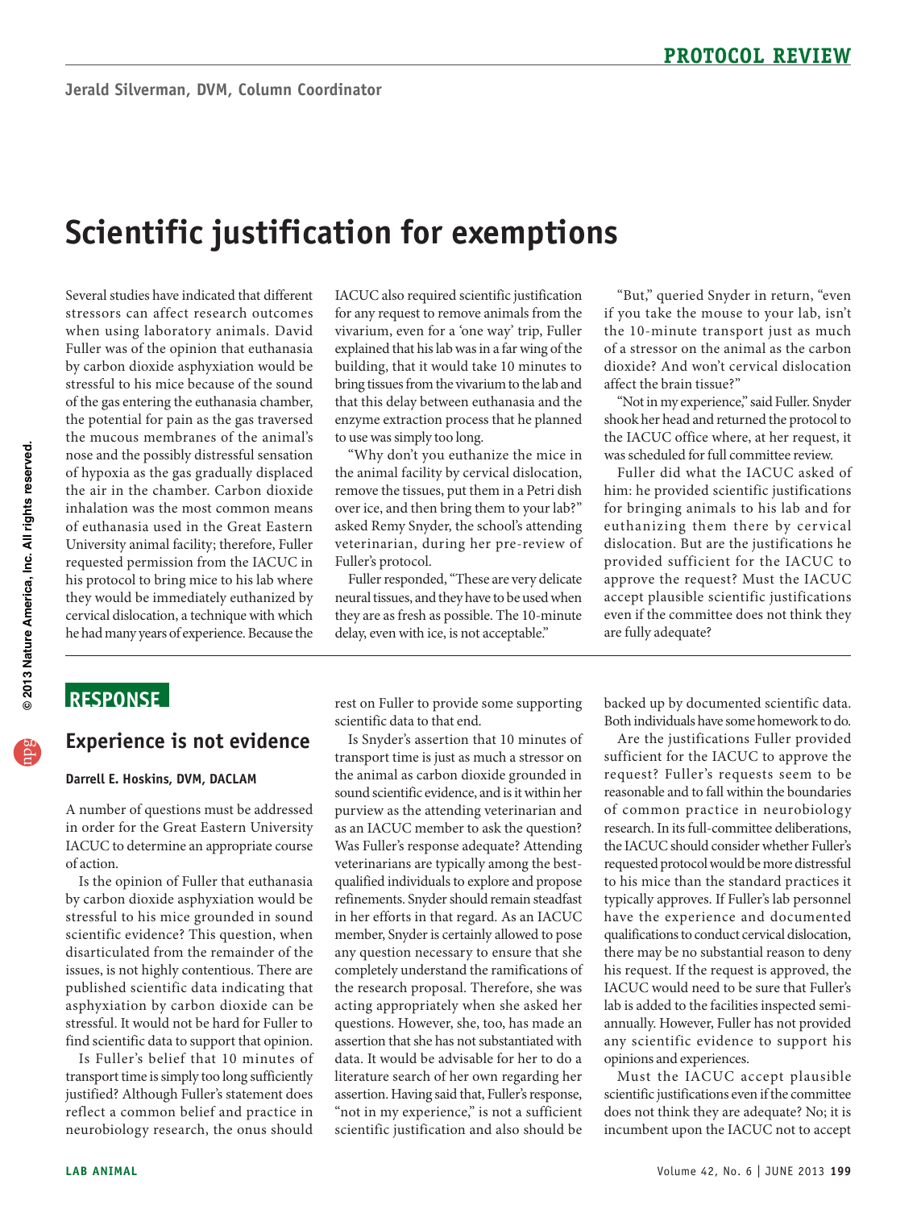# Scientific justification for exemptions

Several studies have indicated that different stressors can affect research outcomes when using laboratory animals. David Fuller was of the opinion that euthanasia by carbon dioxide asphyxiation would be stressful to his mice because of the sound of the gas entering the euthanasia chamber, the potential for pain as the gas traversed the mucous membranes of the animal's nose and the possibly distressful sensation of hypoxia as the gas gradually displaced the air in the chamber. Carbon dioxide inhalation was the most common means of euthanasia used in the Great Eastern University animal facility; therefore, Fuller requested permission from the IACUC in his protocol to bring mice to his lab where they would be immediately euthanized by cervical dislocation, a technique with which he had many years of experience. Because the IACUC also required scientific justification for any request to remove animals from the vivarium, even for a 'one way' trip, Fuller explained that his lab was in a far wing of the building, that it would take 10 minutes to bring tissues from the vivarium to the lab and that this delay between euthanasia and the enzyme extraction process that he planned to use was simply too long.

"Why don't you euthanize the mice in the animal facility by cervical dislocation, remove the tissues, put them in a Petri dish over ice, and then bring them to your lab?" asked Remy Snyder, the school's attending veterinarian, during her pre-review of Fuller's protocol.

Fuller responded, "These are very delicate neural tissues, and they have to be used when they are as fresh as possible. The 10-minute delay, even with ice, is not acceptable."

"But," queried Snyder in return, "even if you take the mouse to your lab, isn't the 10-minute transport just as much of a stressor on the animal as the carbon dioxide? And won't cervical dislocation affect the brain tissue?"

"Not in my experience," said Fuller. Snyder shook her head and returned the protocol to the IACUC office where, at her request, it was scheduled for full committee review.

Fuller did what the IACUC asked of him: he provided scientific justifications for bringing animals to his lab and for euthanizing them there by cervical dislocation. But are the justifications he provided sufficient for the IACUC to approve the request? Must the IACUC accept plausible scientific justifications even if the committee does not think they are fully adequate?

## RESPONSE

### Experience is not evidence

**Darrell E. Hoskins, DVM, DACLAM**

A number of questions must be addressed in order for the Great Eastern University IACUC to determine an appropriate course of action.

Is the opinion of Fuller that euthanasia by carbon dioxide asphyxiation would be stressful to his mice grounded in sound scientific evidence? This question, when disarticulated from the remainder of the issues, is not highly contentious. There are published scientific data indicating that asphyxiation by carbon dioxide can be stressful. It would not be hard for Fuller to find scientific data to support that opinion.

Is Fuller's belief that 10 minutes of transport time is simply too long sufficiently justified? Although Fuller's statement does reflect a common belief and practice in neurobiology research, the onus should rest on Fuller to provide some supporting scientific data to that end.

Is Snyder's assertion that 10 minutes of transport time is just as much a stressor on the animal as carbon dioxide grounded in sound scientific evidence, and is it within her purview as the attending veterinarian and as an IACUC member to ask the question? Was Fuller's response adequate? Attending veterinarians are typically among the best-qualified individuals to explore and propose refinements. Snyder should remain steadfast in her efforts in that regard. As an IACUC member, Snyder is certainly allowed to pose any question necessary to ensure that she completely understand the ramifications of the research proposal. Therefore, she was acting appropriately when she asked her questions. However, she, too, has made an assertion that she has not substantiated with data. It would be advisable for her to do a literature search of her own regarding her assertion. Having said that, Fuller's response, "not in my experience," is not a sufficient scientific justification and also should be backed up by documented scientific data. Both individuals have some homework to do.

Are the justifications Fuller provided sufficient for the IACUC to approve the request? Fuller's requests seem to be reasonable and to fall within the boundaries of common practice in neurobiology research. In its full-committee deliberations, the IACUC should consider whether Fuller's requested protocol would be more distressful to his mice than the standard practices it typically approves. If Fuller's lab personnel have the experience and documented qualifications to conduct cervical dislocation, there may be no substantial reason to deny his request. If the request is approved, the IACUC would need to be sure that Fuller's lab is added to the facilities inspected semi-annually. However, Fuller has not provided any scientific evidence to support his opinions and experiences.

Must the IACUC accept plausible scientific justifications even if the committee does not think they are adequate? No; it is incumbent upon the IACUC not to accept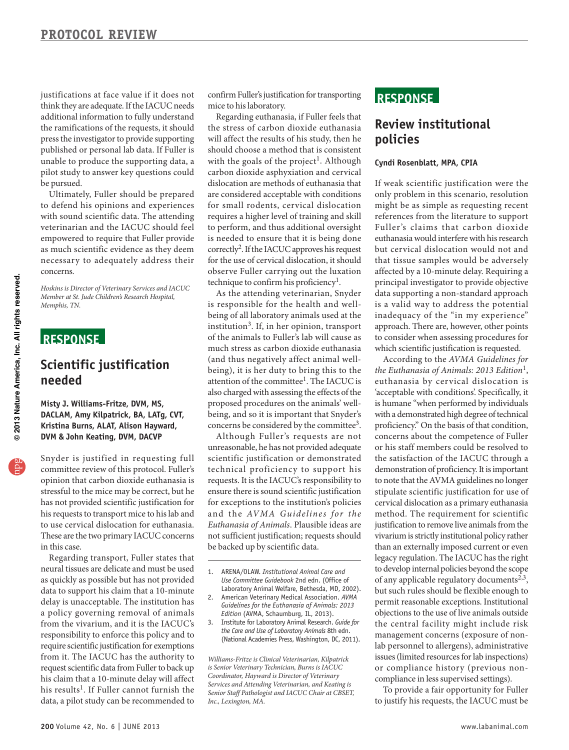justifications at face value if it does not think they are adequate. If the IACUC needs additional information to fully understand the ramifications of the requests, it should press the investigator to provide supporting published or personal lab data. If Fuller is unable to produce the supporting data, a pilot study to answer key questions could be pursued.

Ultimately, Fuller should be prepared to defend his opinions and experiences with sound scientific data. The attending veterinarian and the IACUC should feel empowered to require that Fuller provide as much scientific evidence as they deem necessary to adequately address their concerns.

*Hoskins is Director of Veterinary Services and IACUC Member at St. Jude Children's Research Hospital, Memphis, TN.*

## RESPONSE

## Scientific justification needed

**Misty J. Williams-Fritze, DVM, MS, DACLAM, Amy Kilpatrick, BA, LATg, CVT, Kristina Burns, ALAT, Alison Hayward, DVM & John Keating, DVM, DACVP**

Snyder is justified in requesting full committee review of this protocol. Fuller's opinion that carbon dioxide euthanasia is stressful to the mice may be correct, but he has not provided scientific justification for his requests to transport mice to his lab and to use cervical dislocation for euthanasia. These are the two primary IACUC concerns in this case.

Regarding transport, Fuller states that neural tissues are delicate and must be used as quickly as possible but has not provided data to support his claim that a 10-minute delay is unacceptable. The institution has a policy governing removal of animals from the vivarium, and it is the IACUC's responsibility to enforce this policy and to require scientific justification for exemptions from it. The IACUC has the authority to request scientific data from Fuller to back up his claim that a 10-minute delay will affect his results[1]. If Fuller cannot furnish the data, a pilot study can be recommended to confirm Fuller's justification for transporting mice to his laboratory.

Regarding euthanasia, if Fuller feels that the stress of carbon dioxide euthanasia will affect the results of his study, then he should choose a method that is consistent with the goals of the project[1]. Although carbon dioxide asphyxiation and cervical dislocation are methods of euthanasia that are considered acceptable with conditions for small rodents, cervical dislocation requires a higher level of training and skill to perform, and thus additional oversight is needed to ensure that it is being done correctly[2]. If the IACUC approves his request for the use of cervical dislocation, it should observe Fuller carrying out the luxation technique to confirm his proficiency[1].

As the attending veterinarian, Snyder is responsible for the health and well-being of all laboratory animals used at the institution[3]. If, in her opinion, transport of the animals to Fuller's lab will cause as much stress as carbon dioxide euthanasia (and thus negatively affect animal well-being), it is her duty to bring this to the attention of the committee[1]. The IACUC is also charged with assessing the effects of the proposed procedures on the animals' well-being, and so it is important that Snyder's concerns be considered by the committee[3].

Although Fuller's requests are not unreasonable, he has not provided adequate scientific justification or demonstrated technical proficiency to support his requests. It is the IACUC's responsibility to ensure there is sound scientific justification for exceptions to the institution's policies and the *AVMA Guidelines for the Euthanasia of Animals*. Plausible ideas are not sufficient justification; requests should be backed up by scientific data.

1. ARENA/OLAW. *Institutional Animal Care and Use Committee Guidebook* 2nd edn. (Office of Laboratory Animal Welfare, Bethesda, MD, 2002).
2. American Veterinary Medical Association. *AVMA Guidelines for the Euthanasia of Animals: 2013 Edition* (AVMA, Schaumburg, IL, 2013).
3. Institute for Laboratory Animal Research. *Guide for the Care and Use of Laboratory Animals* 8th edn. (National Academies Press, Washington, DC, 2011).

*Williams-Fritze is Clinical Veterinarian, Kilpatrick is Senior Veterinary Technician, Burns is IACUC Coordinator, Hayward is Director of Veterinary Services and Attending Veterinarian, and Keating is Senior Staff Pathologist and IACUC Chair at CBSET, Inc., Lexington, MA.*

## RESPONSE

## Review institutional policies

**Cyndi Rosenblatt, MPA, CPIA**

If weak scientific justification were the only problem in this scenario, resolution might be as simple as requesting recent references from the literature to support Fuller's claims that carbon dioxide euthanasia would interfere with his research but cervical dislocation would not and that tissue samples would be adversely affected by a 10-minute delay. Requiring a principal investigator to provide objective data supporting a non-standard approach is a valid way to address the potential inadequacy of the "in my experience" approach. There are, however, other points to consider when assessing procedures for which scientific justification is requested.

According to the *AVMA Guidelines for the Euthanasia of Animals: 2013 Edition*[1], euthanasia by cervical dislocation is 'acceptable with conditions'. Specifically, it is humane "when performed by individuals with a demonstrated high degree of technical proficiency." On the basis of that condition, concerns about the competence of Fuller or his staff members could be resolved to the satisfaction of the IACUC through a demonstration of proficiency. It is important to note that the AVMA guidelines no longer stipulate scientific justification for use of cervical dislocation as a primary euthanasia method. The requirement for scientific justification to remove live animals from the vivarium is strictly institutional policy rather than an externally imposed current or even legacy regulation. The IACUC has the right to develop internal policies beyond the scope of any applicable regulatory documents[2,3], but such rules should be flexible enough to permit reasonable exceptions. Institutional objections to the use of live animals outside the central facility might include risk management concerns (exposure of non-lab personnel to allergens), administrative issues (limited resources for lab inspections) or compliance history (previous non-compliance in less supervised settings).

To provide a fair opportunity for Fuller to justify his requests, the IACUC must be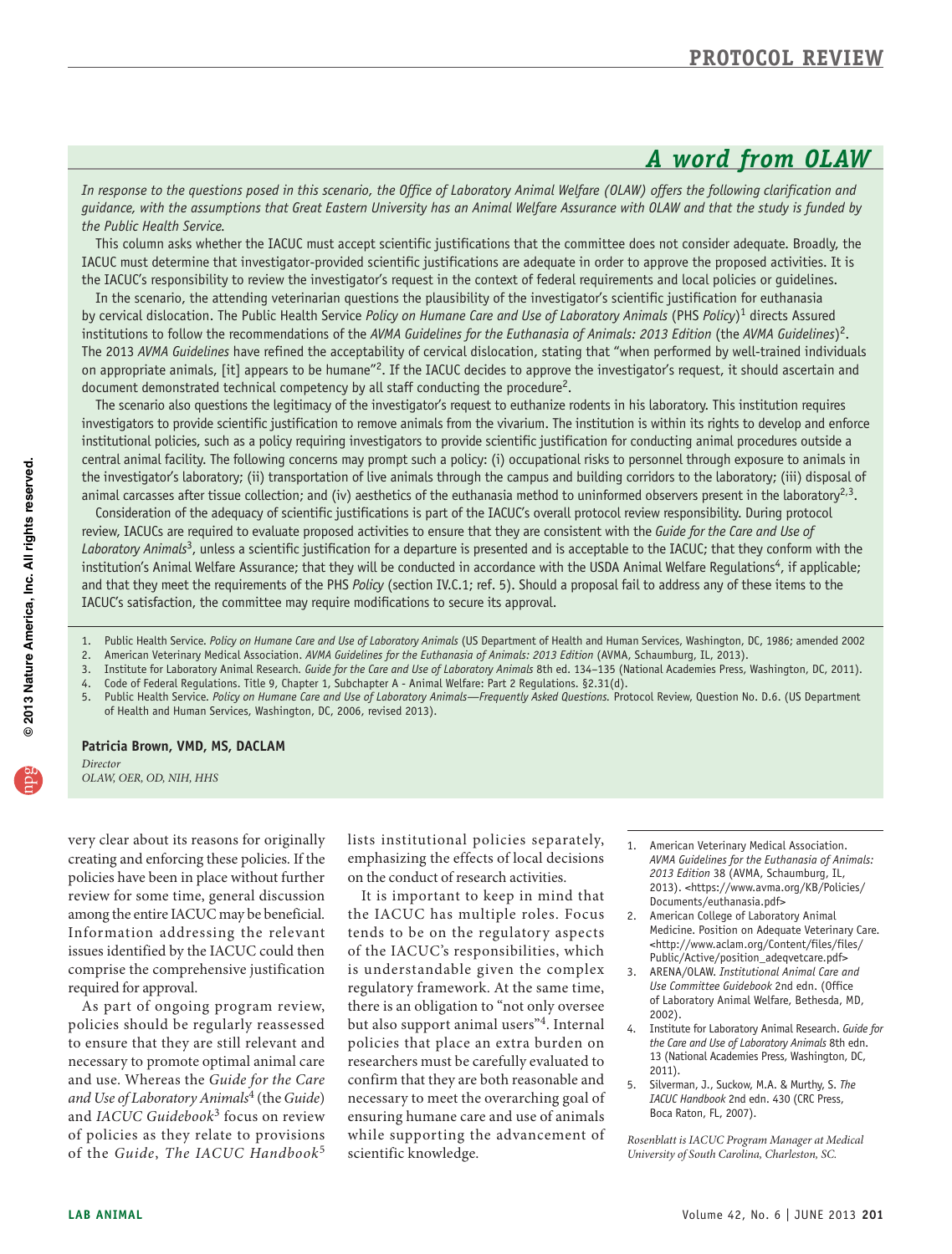## A word from OLAW

*In response to the questions posed in this scenario, the Office of Laboratory Animal Welfare (OLAW) offers the following clarification and guidance, with the assumptions that Great Eastern University has an Animal Welfare Assurance with OLAW and that the study is funded by the Public Health Service.*

This column asks whether the IACUC must accept scientific justifications that the committee does not consider adequate. Broadly, the IACUC must determine that investigator-provided scientific justifications are adequate in order to approve the proposed activities. It is the IACUC's responsibility to review the investigator's request in the context of federal requirements and local policies or guidelines.

In the scenario, the attending veterinarian questions the plausibility of the investigator's scientific justification for euthanasia by cervical dislocation. The Public Health Service *Policy on Humane Care and Use of Laboratory Animals* (PHS *Policy*)[1] directs Assured institutions to follow the recommendations of the *AVMA Guidelines for the Euthanasia of Animals: 2013 Edition* (the *AVMA Guidelines*)[2]. The 2013 *AVMA Guidelines* have refined the acceptability of cervical dislocation, stating that "when performed by well-trained individuals on appropriate animals, [it] appears to be humane"[2]. If the IACUC decides to approve the investigator's request, it should ascertain and document demonstrated technical competency by all staff conducting the procedure[2].

The scenario also questions the legitimacy of the investigator's request to euthanize rodents in his laboratory. This institution requires investigators to provide scientific justification to remove animals from the vivarium. The institution is within its rights to develop and enforce institutional policies, such as a policy requiring investigators to provide scientific justification for conducting animal procedures outside a central animal facility. The following concerns may prompt such a policy: (i) occupational risks to personnel through exposure to animals in the investigator's laboratory; (ii) transportation of live animals through the campus and building corridors to the laboratory; (iii) disposal of animal carcasses after tissue collection; and (iv) aesthetics of the euthanasia method to uninformed observers present in the laboratory[2,3].

Consideration of the adequacy of scientific justifications is part of the IACUC's overall protocol review responsibility. During protocol review, IACUCs are required to evaluate proposed activities to ensure that they are consistent with the *Guide for the Care and Use of Laboratory Animals*[3], unless a scientific justification for a departure is presented and is acceptable to the IACUC; that they conform with the institution's Animal Welfare Assurance; that they will be conducted in accordance with the USDA Animal Welfare Regulations[4], if applicable; and that they meet the requirements of the PHS *Policy* (section IV.C.1; ref. 5). Should a proposal fail to address any of these items to the IACUC's satisfaction, the committee may require modifications to secure its approval.

1. Public Health Service. *Policy on Humane Care and Use of Laboratory Animals* (US Department of Health and Human Services, Washington, DC, 1986; amended 2002
2. American Veterinary Medical Association. *AVMA Guidelines for the Euthanasia of Animals: 2013 Edition* (AVMA, Schaumburg, IL, 2013).
3. Institute for Laboratory Animal Research. *Guide for the Care and Use of Laboratory Animals* 8th ed. 134–135 (National Academies Press, Washington, DC, 2011).
4. Code of Federal Regulations. Title 9, Chapter 1, Subchapter A - Animal Welfare: Part 2 Regulations. §2.31(d).
5. Public Health Service. *Policy on Humane Care and Use of Laboratory Animals—Frequently Asked Questions.* Protocol Review, Question No. D.6. (US Department of Health and Human Services, Washington, DC, 2006, revised 2013).

**Patricia Brown, VMD, MS, DACLAM**
*Director*
*OLAW, OER, OD, NIH, HHS*

very clear about its reasons for originally creating and enforcing these policies. If the policies have been in place without further review for some time, general discussion among the entire IACUC may be beneficial. Information addressing the relevant issues identified by the IACUC could then comprise the comprehensive justification required for approval.

As part of ongoing program review, policies should be regularly reassessed to ensure that they are still relevant and necessary to promote optimal animal care and use. Whereas the *Guide for the Care and Use of Laboratory Animals*[4] (the *Guide*) and *IACUC Guidebook*[3] focus on review of policies as they relate to provisions of the *Guide*, *The IACUC Handbook*[5] lists institutional policies separately, emphasizing the effects of local decisions on the conduct of research activities.

It is important to keep in mind that the IACUC has multiple roles. Focus tends to be on the regulatory aspects of the IACUC's responsibilities, which is understandable given the complex regulatory framework. At the same time, there is an obligation to "not only oversee but also support animal users"[4]. Internal policies that place an extra burden on researchers must be carefully evaluated to confirm that they are both reasonable and necessary to meet the overarching goal of ensuring humane care and use of animals while supporting the advancement of scientific knowledge.

1. American Veterinary Medical Association. *AVMA Guidelines for the Euthanasia of Animals: 2013 Edition* 38 (AVMA, Schaumburg, IL, 2013). <https://www.avma.org/KB/Policies/Documents/euthanasia.pdf>
2. American College of Laboratory Animal Medicine. Position on Adequate Veterinary Care. <http://www.aclam.org/Content/files/files/Public/Active/position_adeqvetcare.pdf>
3. ARENA/OLAW. *Institutional Animal Care and Use Committee Guidebook* 2nd edn. (Office of Laboratory Animal Welfare, Bethesda, MD, 2002).
4. Institute for Laboratory Animal Research. *Guide for the Care and Use of Laboratory Animals* 8th edn. 13 (National Academies Press, Washington, DC, 2011).
5. Silverman, J., Suckow, M.A. & Murthy, S. *The IACUC Handbook* 2nd edn. 430 (CRC Press, Boca Raton, FL, 2007).

*Rosenblatt is IACUC Program Manager at Medical University of South Carolina, Charleston, SC.*